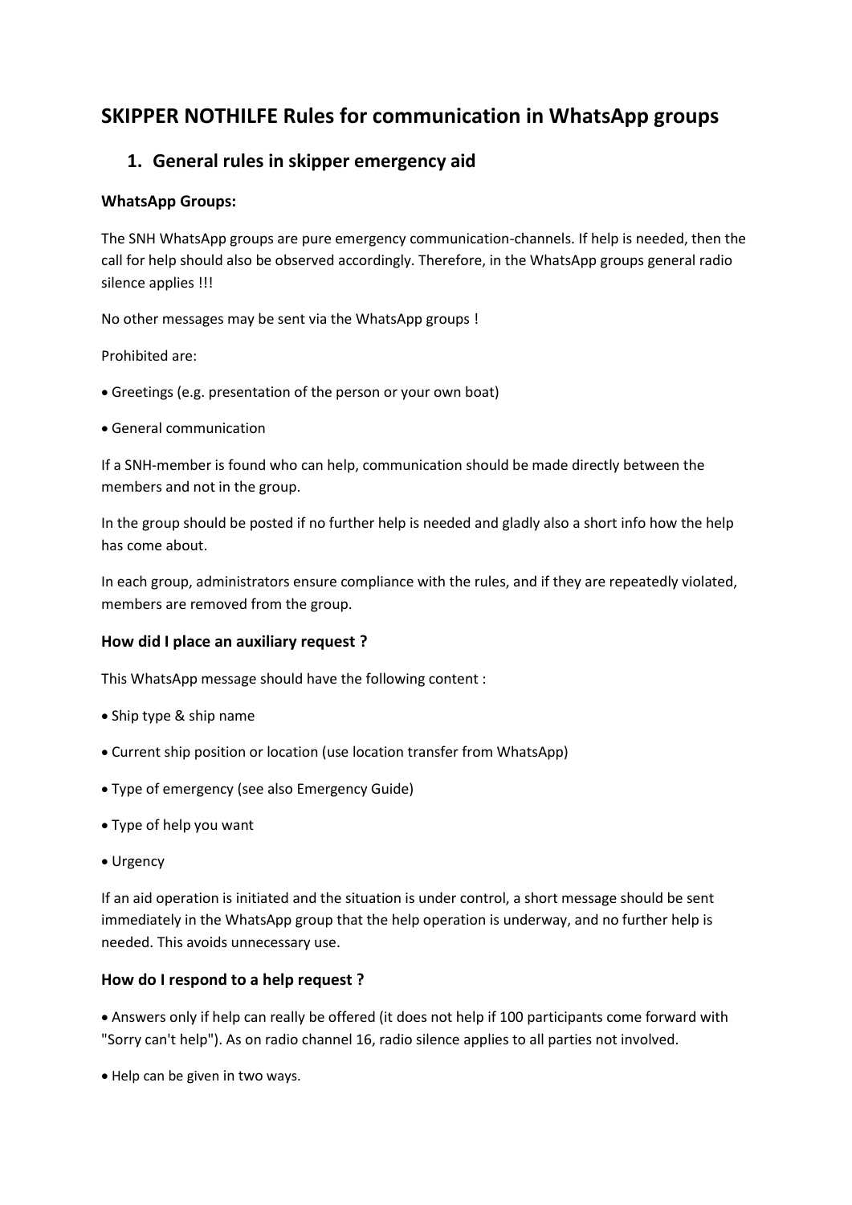# SKIPPER NOTHILFE Rules for communication in WhatsApp groups

## 1. General rules in skipper emergency aid

### WhatsApp Groups:

The SNH WhatsApp groups are pure emergency communication-channels. If help is needed, then the call for help should also be observed accordingly. Therefore, in the WhatsApp groups general radio silence applies !!!

No other messages may be sent via the WhatsApp groups !

Prohibited are:

- Greetings (e.g. presentation of the person or your own boat)
- General communication

If a SNH-member is found who can help, communication should be made directly between the members and not in the group.

In the group should be posted if no further help is needed and gladly also a short info how the help has come about.

In each group, administrators ensure compliance with the rules, and if they are repeatedly violated, members are removed from the group.

### How did I place an auxiliary request ?

This WhatsApp message should have the following content :

- Ship type & ship name
- Current ship position or location (use location transfer from WhatsApp)
- Type of emergency (see also Emergency Guide)
- Type of help you want
- Urgency

If an aid operation is initiated and the situation is under control, a short message should be sent immediately in the WhatsApp group that the help operation is underway, and no further help is needed. This avoids unnecessary use.

### How do I respond to a help request ?

- Answers only if help can really be offered (it does not help if 100 participants come forward with "Sorry can't help"). As on radio channel 16, radio silence applies to all parties not involved.
- Help can be given in two ways.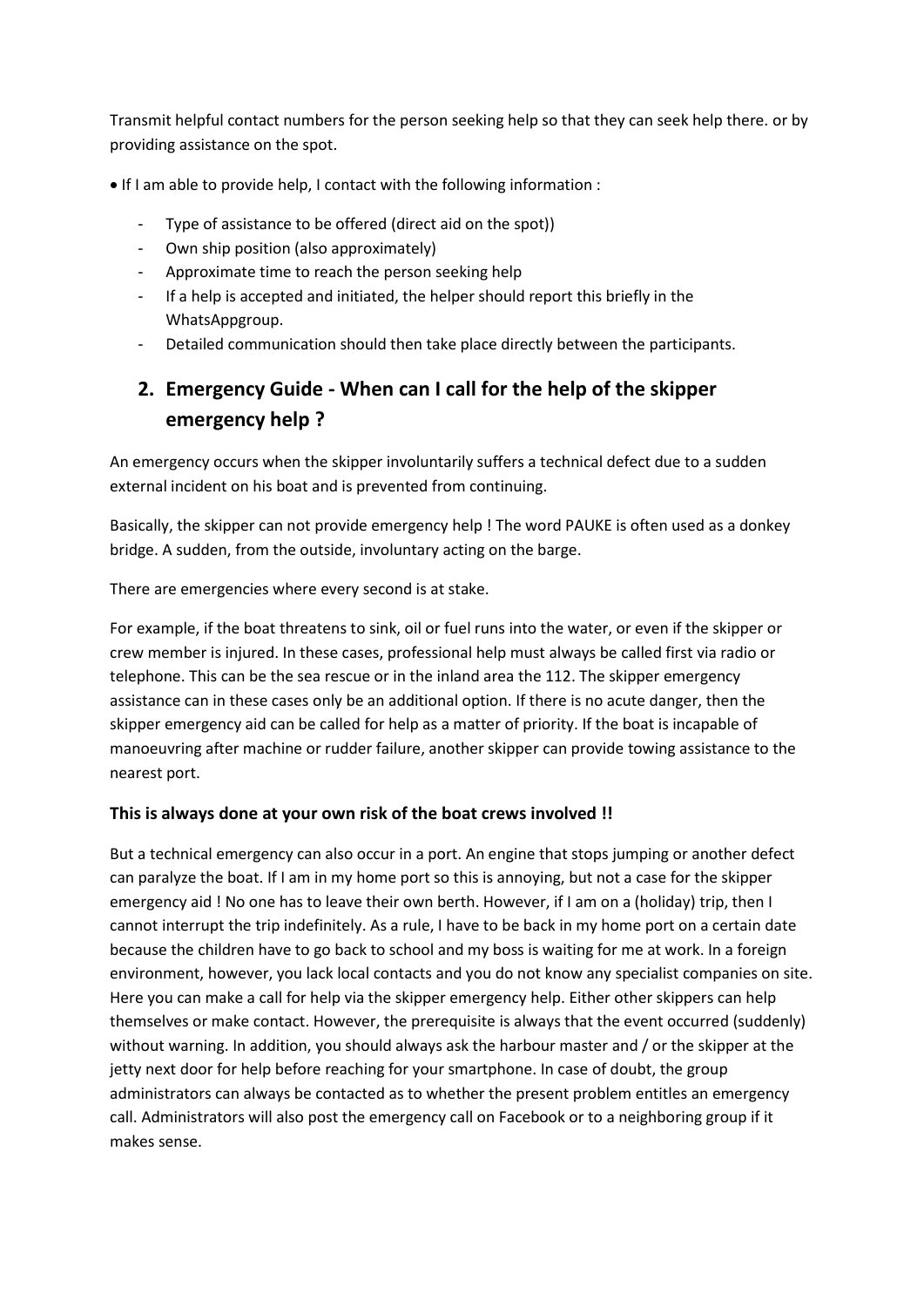Transmit helpful contact numbers for the person seeking help so that they can seek help there. or by providing assistance on the spot.

- If I am able to provide help, I contact with the following information :
  - Type of assistance to be offered (direct aid on the spot))
  - Own ship position (also approximately)
  - Approximate time to reach the person seeking help
  - If a help is accepted and initiated, the helper should report this briefly in the WhatsAppgroup.
  - Detailed communication should then take place directly between the participants.

## 2. Emergency Guide - When can I call for the help of the skipper emergency help ?

An emergency occurs when the skipper involuntarily suffers a technical defect due to a sudden external incident on his boat and is prevented from continuing.

Basically, the skipper can not provide emergency help ! The word PAUKE is often used as a donkey bridge. A sudden, from the outside, involuntary acting on the barge.

There are emergencies where every second is at stake.

For example, if the boat threatens to sink, oil or fuel runs into the water, or even if the skipper or crew member is injured. In these cases, professional help must always be called first via radio or telephone. This can be the sea rescue or in the inland area the 112. The skipper emergency assistance can in these cases only be an additional option. If there is no acute danger, then the skipper emergency aid can be called for help as a matter of priority. If the boat is incapable of manoeuvring after machine or rudder failure, another skipper can provide towing assistance to the nearest port.

**This is always done at your own risk of the boat crews involved !!**

But a technical emergency can also occur in a port. An engine that stops jumping or another defect can paralyze the boat. If I am in my home port so this is annoying, but not a case for the skipper emergency aid ! No one has to leave their own berth. However, if I am on a (holiday) trip, then I cannot interrupt the trip indefinitely. As a rule, I have to be back in my home port on a certain date because the children have to go back to school and my boss is waiting for me at work. In a foreign environment, however, you lack local contacts and you do not know any specialist companies on site. Here you can make a call for help via the skipper emergency help. Either other skippers can help themselves or make contact. However, the prerequisite is always that the event occurred (suddenly) without warning. In addition, you should always ask the harbour master and / or the skipper at the jetty next door for help before reaching for your smartphone. In case of doubt, the group administrators can always be contacted as to whether the present problem entitles an emergency call. Administrators will also post the emergency call on Facebook or to a neighboring group if it makes sense.